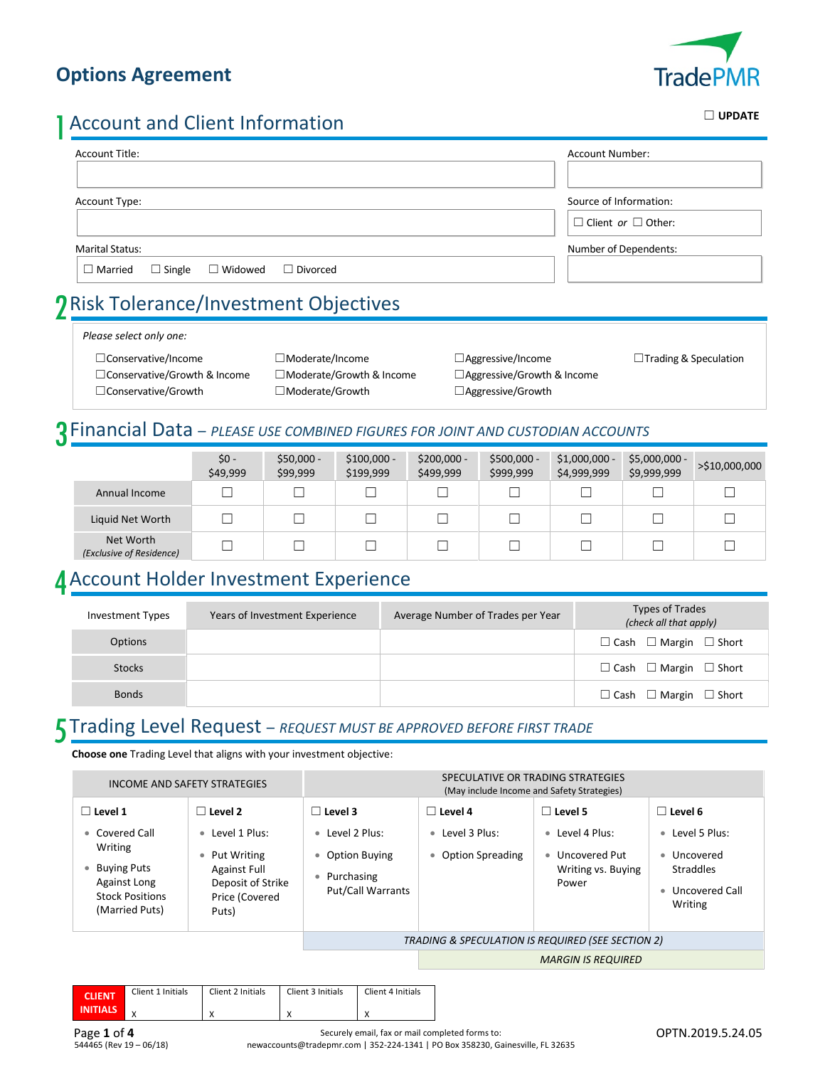# Options Agreement

TradePMR

☐ **UPDATE**

## 1 Account and Client Information

Account Title:

Account Number:

Account Type:

Source of Information: ☐ Client *or* ☐ Other:

Marital Status: ☐ Married ☐ Single ☐ Widowed ☐ Divorced

Number of Dependents:

## 2 Risk Tolerance/Investment Objectives

*Please select only one:*

☐Conservative/Income
☐Conservative/Growth & Income
☐Conservative/Growth
☐Moderate/Income
☐Moderate/Growth & Income
☐Moderate/Growth
☐Aggressive/Income
☐Aggressive/Growth & Income
☐Aggressive/Growth
☐Trading & Speculation

## 3 Financial Data – *PLEASE USE COMBINED FIGURES FOR JOINT AND CUSTODIAN ACCOUNTS*

| | $0 - $49,999 | $50,000 - $99,999 | $100,000 - $199,999 | $200,000 - $499,999 | $500,000 - $999,999 | $1,000,000 - $4,999,999 | $5,000,000 - $9,999,999 | >$10,000,000 |
|---|---|---|---|---|---|---|---|---|
| Annual Income | ☐ | ☐ | ☐ | ☐ | ☐ | ☐ | ☐ | ☐ |
| Liquid Net Worth | ☐ | ☐ | ☐ | ☐ | ☐ | ☐ | ☐ | ☐ |
| Net Worth *(Exclusive of Residence)* | ☐ | ☐ | ☐ | ☐ | ☐ | ☐ | ☐ | ☐ |

## 4 Account Holder Investment Experience

| Investment Types | Years of Investment Experience | Average Number of Trades per Year | Types of Trades *(check all that apply)* |
|---|---|---|---|
| Options | | | ☐ Cash ☐ Margin ☐ Short |
| Stocks | | | ☐ Cash ☐ Margin ☐ Short |
| Bonds | | | ☐ Cash ☐ Margin ☐ Short |

## 5 Trading Level Request – *REQUEST MUST BE APPROVED BEFORE FIRST TRADE*

**Choose one** Trading Level that aligns with your investment objective:

| INCOME AND SAFETY STRATEGIES | | SPECULATIVE OR TRADING STRATEGIES (May include Income and Safety Strategies) | | | |
|---|---|---|---|---|---|
| ☐ **Level 1** | ☐ **Level 2** | ☐ **Level 3** | ☐ **Level 4** | ☐ **Level 5** | ☐ **Level 6** |
| • Covered Call Writing<br>• Buying Puts Against Long Stock Positions (Married Puts) | • Level 1 Plus:<br>• Put Writing Against Full Deposit of Strike Price (Covered Puts) | • Level 2 Plus:<br>• Option Buying<br>• Purchasing Put/Call Warrants | • Level 3 Plus:<br>• Option Spreading | • Level 4 Plus:<br>• Uncovered Put Writing vs. Buying Power | • Level 5 Plus:<br>• Uncovered Straddles<br>• Uncovered Call Writing |
| | | *TRADING & SPECULATION IS REQUIRED (SEE SECTION 2)* | | | |
| | | | *MARGIN IS REQUIRED* | | |

| CLIENT INITIALS | Client 1 Initials | Client 2 Initials | Client 3 Initials | Client 4 Initials |
|---|---|---|---|---|
| | X | X | X | X |

544465 (Rev 19 – 06/18)

Securely email, fax or mail completed forms to:
newaccounts@tradepmr.com | 352-224-1341 | PO Box 358230, Gainesville, FL 32635

OPTN.2019.5.24.05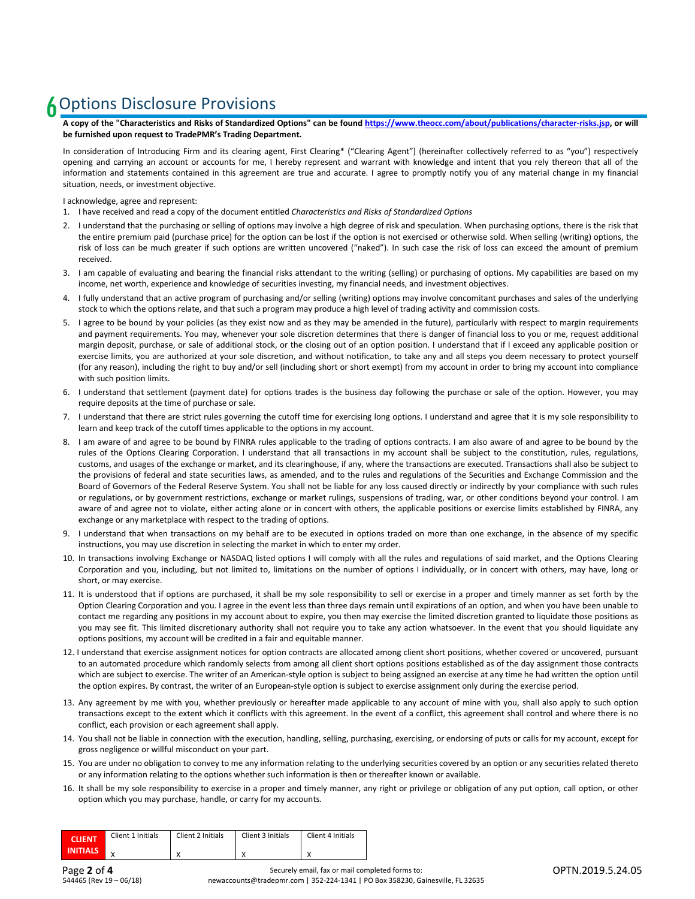# 6 Options Disclosure Provisions

**A copy of the "Characteristics and Risks of Standardized Options" can be found https://www.theocc.com/about/publications/character-risks.jsp, or will be furnished upon request to TradePMR's Trading Department.**

In consideration of Introducing Firm and its clearing agent, First Clearing* ("Clearing Agent") (hereinafter collectively referred to as "you") respectively opening and carrying an account or accounts for me, I hereby represent and warrant with knowledge and intent that you rely thereon that all of the information and statements contained in this agreement are true and accurate. I agree to promptly notify you of any material change in my financial situation, needs, or investment objective.

I acknowledge, agree and represent:

1. I have received and read a copy of the document entitled *Characteristics and Risks of Standardized Options*
2. I understand that the purchasing or selling of options may involve a high degree of risk and speculation. When purchasing options, there is the risk that the entire premium paid (purchase price) for the option can be lost if the option is not exercised or otherwise sold. When selling (writing) options, the risk of loss can be much greater if such options are written uncovered ("naked"). In such case the risk of loss can exceed the amount of premium received.
3. I am capable of evaluating and bearing the financial risks attendant to the writing (selling) or purchasing of options. My capabilities are based on my income, net worth, experience and knowledge of securities investing, my financial needs, and investment objectives.
4. I fully understand that an active program of purchasing and/or selling (writing) options may involve concomitant purchases and sales of the underlying stock to which the options relate, and that such a program may produce a high level of trading activity and commission costs.
5. I agree to be bound by your policies (as they exist now and as they may be amended in the future), particularly with respect to margin requirements and payment requirements. You may, whenever your sole discretion determines that there is danger of financial loss to you or me, request additional margin deposit, purchase, or sale of additional stock, or the closing out of an option position. I understand that if I exceed any applicable position or exercise limits, you are authorized at your sole discretion, and without notification, to take any and all steps you deem necessary to protect yourself (for any reason), including the right to buy and/or sell (including short or short exempt) from my account in order to bring my account into compliance with such position limits.
6. I understand that settlement (payment date) for options trades is the business day following the purchase or sale of the option. However, you may require deposits at the time of purchase or sale.
7. I understand that there are strict rules governing the cutoff time for exercising long options. I understand and agree that it is my sole responsibility to learn and keep track of the cutoff times applicable to the options in my account.
8. I am aware of and agree to be bound by FINRA rules applicable to the trading of options contracts. I am also aware of and agree to be bound by the rules of the Options Clearing Corporation. I understand that all transactions in my account shall be subject to the constitution, rules, regulations, customs, and usages of the exchange or market, and its clearinghouse, if any, where the transactions are executed. Transactions shall also be subject to the provisions of federal and state securities laws, as amended, and to the rules and regulations of the Securities and Exchange Commission and the Board of Governors of the Federal Reserve System. You shall not be liable for any loss caused directly or indirectly by your compliance with such rules or regulations, or by government restrictions, exchange or market rulings, suspensions of trading, war, or other conditions beyond your control. I am aware of and agree not to violate, either acting alone or in concert with others, the applicable positions or exercise limits established by FINRA, any exchange or any marketplace with respect to the trading of options.
9. I understand that when transactions on my behalf are to be executed in options traded on more than one exchange, in the absence of my specific instructions, you may use discretion in selecting the market in which to enter my order.
10. In transactions involving Exchange or NASDAQ listed options I will comply with all the rules and regulations of said market, and the Options Clearing Corporation and you, including, but not limited to, limitations on the number of options I individually, or in concert with others, may have, long or short, or may exercise.
11. It is understood that if options are purchased, it shall be my sole responsibility to sell or exercise in a proper and timely manner as set forth by the Option Clearing Corporation and you. I agree in the event less than three days remain until expirations of an option, and when you have been unable to contact me regarding any positions in my account about to expire, you then may exercise the limited discretion granted to liquidate those positions as you may see fit. This limited discretionary authority shall not require you to take any action whatsoever. In the event that you should liquidate any options positions, my account will be credited in a fair and equitable manner.
12. I understand that exercise assignment notices for option contracts are allocated among client short positions, whether covered or uncovered, pursuant to an automated procedure which randomly selects from among all client short options positions established as of the day assignment those contracts which are subject to exercise. The writer of an American-style option is subject to being assigned an exercise at any time he had written the option until the option expires. By contrast, the writer of an European-style option is subject to exercise assignment only during the exercise period.
13. Any agreement by me with you, whether previously or hereafter made applicable to any account of mine with you, shall also apply to such option transactions except to the extent which it conflicts with this agreement. In the event of a conflict, this agreement shall control and where there is no conflict, each provision or each agreement shall apply.
14. You shall not be liable in connection with the execution, handling, selling, purchasing, exercising, or endorsing of puts or calls for my account, except for gross negligence or willful misconduct on your part.
15. You are under no obligation to convey to me any information relating to the underlying securities covered by an option or any securities related thereto or any information relating to the options whether such information is then or thereafter known or available.
16. It shall be my sole responsibility to exercise in a proper and timely manner, any right or privilege or obligation of any put option, call option, or other option which you may purchase, handle, or carry for my accounts.

| CLIENT INITIALS | Client 1 Initials | Client 2 Initials | Client 3 Initials | Client 4 Initials |
|---|---|---|---|---|
| | X | X | X | X |

Securely email, fax or mail completed forms to:
newaccounts@tradepmr.com | 352-224-1341 | PO Box 358230, Gainesville, FL 32635

544465 (Rev 19 – 06/18) OPTN.2019.5.24.05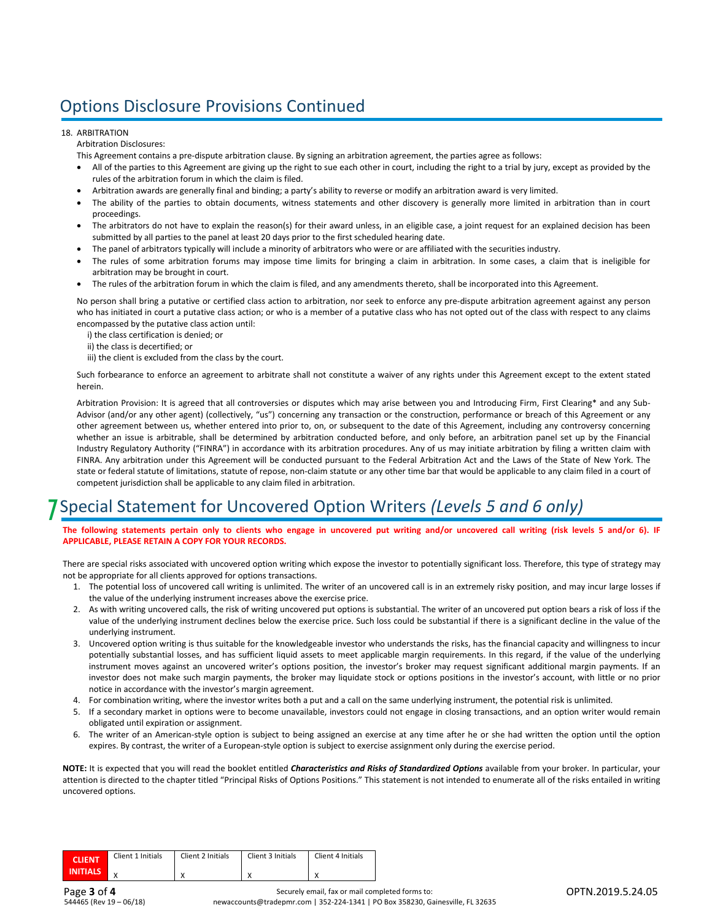# Options Disclosure Provisions Continued

18. ARBITRATION

Arbitration Disclosures:

This Agreement contains a pre-dispute arbitration clause. By signing an arbitration agreement, the parties agree as follows:

- All of the parties to this Agreement are giving up the right to sue each other in court, including the right to a trial by jury, except as provided by the rules of the arbitration forum in which the claim is filed.
- Arbitration awards are generally final and binding; a party's ability to reverse or modify an arbitration award is very limited.
- The ability of the parties to obtain documents, witness statements and other discovery is generally more limited in arbitration than in court proceedings.
- The arbitrators do not have to explain the reason(s) for their award unless, in an eligible case, a joint request for an explained decision has been submitted by all parties to the panel at least 20 days prior to the first scheduled hearing date.
- The panel of arbitrators typically will include a minority of arbitrators who were or are affiliated with the securities industry.
- The rules of some arbitration forums may impose time limits for bringing a claim in arbitration. In some cases, a claim that is ineligible for arbitration may be brought in court.
- The rules of the arbitration forum in which the claim is filed, and any amendments thereto, shall be incorporated into this Agreement.

No person shall bring a putative or certified class action to arbitration, nor seek to enforce any pre-dispute arbitration agreement against any person who has initiated in court a putative class action; or who is a member of a putative class who has not opted out of the class with respect to any claims encompassed by the putative class action until:

i) the class certification is denied; or
ii) the class is decertified; or
iii) the client is excluded from the class by the court.

Such forbearance to enforce an agreement to arbitrate shall not constitute a waiver of any rights under this Agreement except to the extent stated herein.

Arbitration Provision: It is agreed that all controversies or disputes which may arise between you and Introducing Firm, First Clearing* and any Sub-Advisor (and/or any other agent) (collectively, "us") concerning any transaction or the construction, performance or breach of this Agreement or any other agreement between us, whether entered into prior to, on, or subsequent to the date of this Agreement, including any controversy concerning whether an issue is arbitrable, shall be determined by arbitration conducted before, and only before, an arbitration panel set up by the Financial Industry Regulatory Authority ("FINRA") in accordance with its arbitration procedures. Any of us may initiate arbitration by filing a written claim with FINRA. Any arbitration under this Agreement will be conducted pursuant to the Federal Arbitration Act and the Laws of the State of New York. The state or federal statute of limitations, statute of repose, non-claim statute or any other time bar that would be applicable to any claim filed in a court of competent jurisdiction shall be applicable to any claim filed in arbitration.

# 7 Special Statement for Uncovered Option Writers *(Levels 5 and 6 only)*

**The following statements pertain only to clients who engage in uncovered put writing and/or uncovered call writing (risk levels 5 and/or 6). IF APPLICABLE, PLEASE RETAIN A COPY FOR YOUR RECORDS.**

There are special risks associated with uncovered option writing which expose the investor to potentially significant loss. Therefore, this type of strategy may not be appropriate for all clients approved for options transactions.

1. The potential loss of uncovered call writing is unlimited. The writer of an uncovered call is in an extremely risky position, and may incur large losses if the value of the underlying instrument increases above the exercise price.
2. As with writing uncovered calls, the risk of writing uncovered put options is substantial. The writer of an uncovered put option bears a risk of loss if the value of the underlying instrument declines below the exercise price. Such loss could be substantial if there is a significant decline in the value of the underlying instrument.
3. Uncovered option writing is thus suitable for the knowledgeable investor who understands the risks, has the financial capacity and willingness to incur potentially substantial losses, and has sufficient liquid assets to meet applicable margin requirements. In this regard, if the value of the underlying instrument moves against an uncovered writer's options position, the investor's broker may request significant additional margin payments. If an investor does not make such margin payments, the broker may liquidate stock or options positions in the investor's account, with little or no prior notice in accordance with the investor's margin agreement.
4. For combination writing, where the investor writes both a put and a call on the same underlying instrument, the potential risk is unlimited.
5. If a secondary market in options were to become unavailable, investors could not engage in closing transactions, and an option writer would remain obligated until expiration or assignment.
6. The writer of an American-style option is subject to being assigned an exercise at any time after he or she had written the option until the option expires. By contrast, the writer of a European-style option is subject to exercise assignment only during the exercise period.

**NOTE:** It is expected that you will read the booklet entitled ***Characteristics and Risks of Standardized Options*** available from your broker. In particular, your attention is directed to the chapter titled "Principal Risks of Options Positions." This statement is not intended to enumerate all of the risks entailed in writing uncovered options.

| CLIENT INITIALS | Client 1 Initials | Client 2 Initials | Client 3 Initials | Client 4 Initials |
|---|---|---|---|---|
| | X | X | X | X |

544465 (Rev 19 – 06/18)

Securely email, fax or mail completed forms to:
newaccounts@tradepmr.com | 352-224-1341 | PO Box 358230, Gainesville, FL 32635

OPTN.2019.5.24.05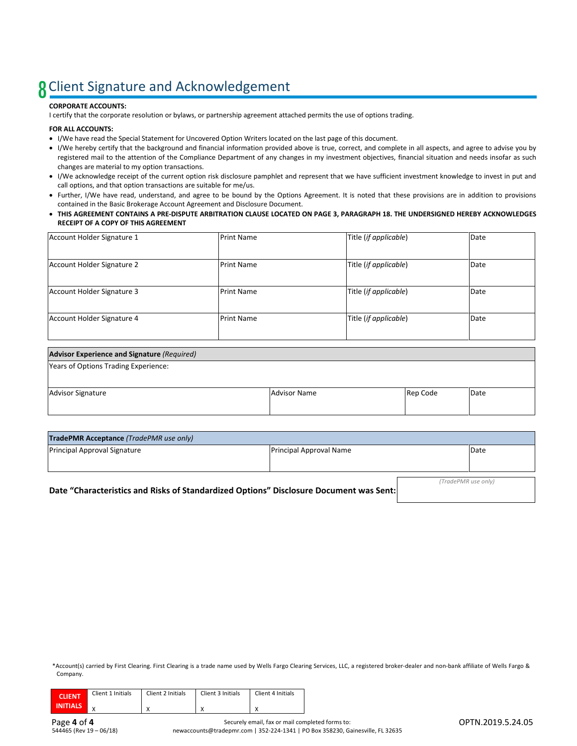# 8 Client Signature and Acknowledgement

**CORPORATE ACCOUNTS:**

I certify that the corporate resolution or bylaws, or partnership agreement attached permits the use of options trading.

**FOR ALL ACCOUNTS:**

- I/We have read the Special Statement for Uncovered Option Writers located on the last page of this document.
- I/We hereby certify that the background and financial information provided above is true, correct, and complete in all aspects, and agree to advise you by registered mail to the attention of the Compliance Department of any changes in my investment objectives, financial situation and needs insofar as such changes are material to my option transactions.
- I/We acknowledge receipt of the current option risk disclosure pamphlet and represent that we have sufficient investment knowledge to invest in put and call options, and that option transactions are suitable for me/us.
- Further, I/We have read, understand, and agree to be bound by the Options Agreement. It is noted that these provisions are in addition to provisions contained in the Basic Brokerage Account Agreement and Disclosure Document.
- **THIS AGREEMENT CONTAINS A PRE-DISPUTE ARBITRATION CLAUSE LOCATED ON PAGE 3, PARAGRAPH 18. THE UNDERSIGNED HEREBY ACKNOWLEDGES RECEIPT OF A COPY OF THIS AGREEMENT**

| | | | |
|---|---|---|---|
| Account Holder Signature 1 | Print Name | Title (*if applicable*) | Date |
| Account Holder Signature 2 | Print Name | Title (*if applicable*) | Date |
| Account Holder Signature 3 | Print Name | Title (*if applicable*) | Date |
| Account Holder Signature 4 | Print Name | Title (*if applicable*) | Date |

| **Advisor Experience and Signature** *(Required)* | | | |
|---|---|---|---|
| Years of Options Trading Experience: | | | |
| Advisor Signature | Advisor Name | Rep Code | Date |

| **TradePMR Acceptance** *(TradePMR use only)* | | |
|---|---|---|
| Principal Approval Signature | Principal Approval Name | Date |

**Date "Characteristics and Risks of Standardized Options" Disclosure Document was Sent:** *(TradePMR use only)*

*Account(s) carried by First Clearing. First Clearing is a trade name used by Wells Fargo Clearing Services, LLC, a registered broker-dealer and non-bank affiliate of Wells Fargo & Company.

| CLIENT INITIALS | Client 1 Initials | Client 2 Initials | Client 3 Initials | Client 4 Initials |
|---|---|---|---|---|
| | X | X | X | X |

544465 (Rev 19 – 06/18)

Securely email, fax or mail completed forms to:
newaccounts@tradepmr.com | 352-224-1341 | PO Box 358230, Gainesville, FL 32635

OPTN.2019.5.24.05